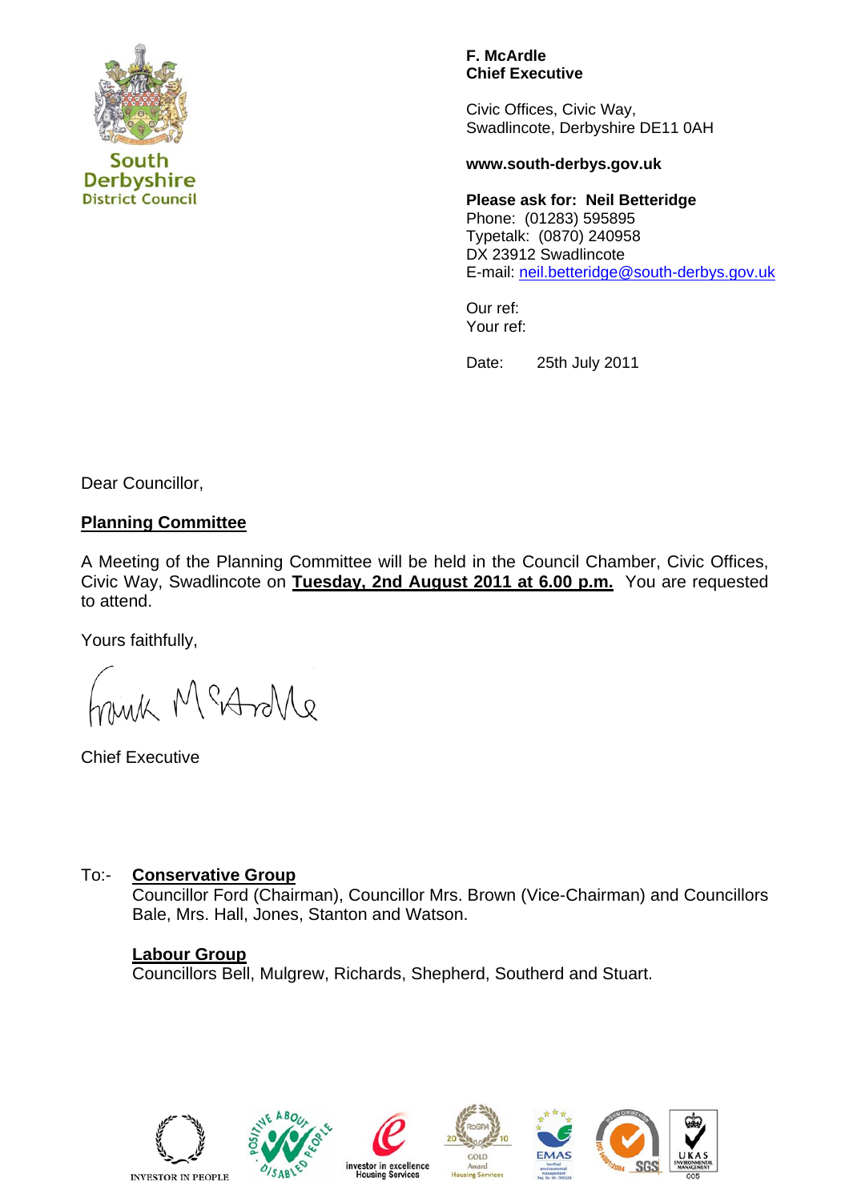South Derbyshire District Council

**F. McArdle**
**Chief Executive**

Civic Offices, Civic Way,
Swadlincote, Derbyshire DE11 0AH

**www.south-derbys.gov.uk**

**Please ask for: Neil Betteridge**
Phone: (01283) 595895
Typetalk: (0870) 240958
DX 23912 Swadlincote
E-mail: neil.betteridge@south-derbys.gov.uk

Our ref:
Your ref:

Date: 25th July 2011

Dear Councillor,

## Planning Committee

A Meeting of the Planning Committee will be held in the Council Chamber, Civic Offices, Civic Way, Swadlincote on **Tuesday, 2nd August 2011 at 6.00 p.m.** You are requested to attend.

Yours faithfully,

Chief Executive

To:- **Conservative Group**
Councillor Ford (Chairman), Councillor Mrs. Brown (Vice-Chairman) and Councillors Bale, Mrs. Hall, Jones, Stanton and Watson.

**Labour Group**
Councillors Bell, Mulgrew, Richards, Shepherd, Southerd and Stuart.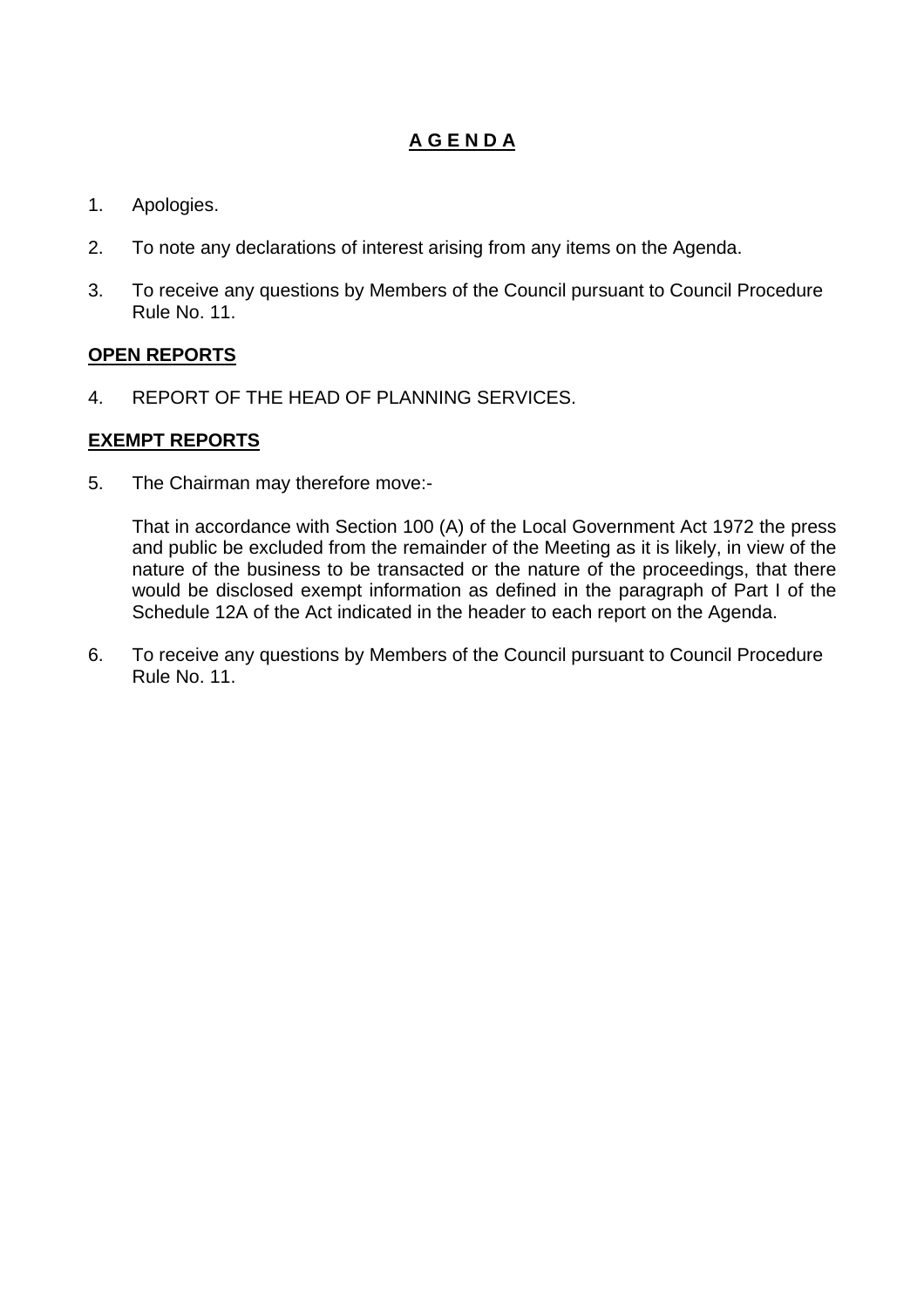# A G E N D A

1. Apologies.

2. To note any declarations of interest arising from any items on the Agenda.

3. To receive any questions by Members of the Council pursuant to Council Procedure Rule No. 11.

**OPEN REPORTS**

4. REPORT OF THE HEAD OF PLANNING SERVICES.

**EXEMPT REPORTS**

5. The Chairman may therefore move:-

   That in accordance with Section 100 (A) of the Local Government Act 1972 the press and public be excluded from the remainder of the Meeting as it is likely, in view of the nature of the business to be transacted or the nature of the proceedings, that there would be disclosed exempt information as defined in the paragraph of Part I of the Schedule 12A of the Act indicated in the header to each report on the Agenda.

6. To receive any questions by Members of the Council pursuant to Council Procedure Rule No. 11.